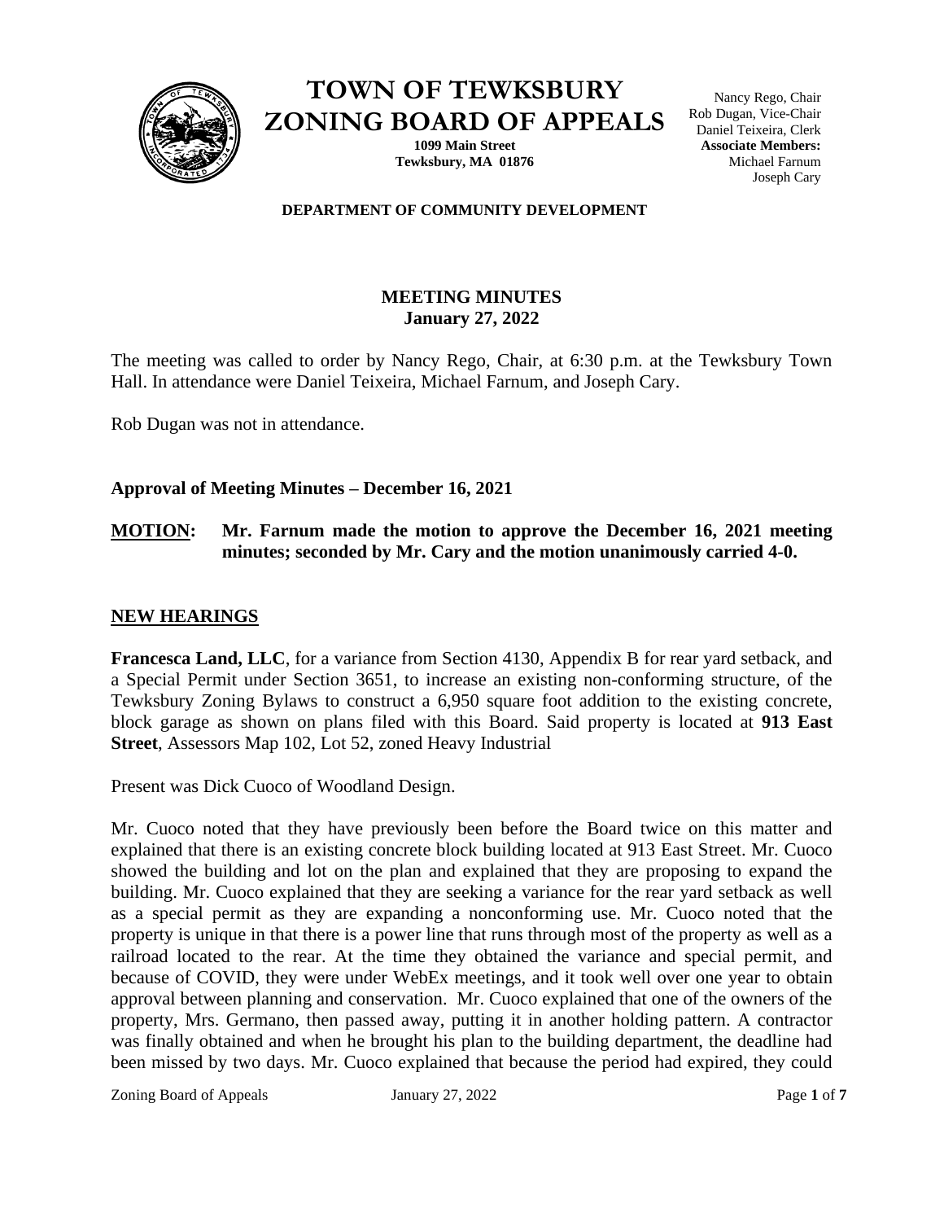# TOWN OF TEWKSBURY
# ZONING BOARD OF APPEALS

**1099 Main Street**
**Tewksbury, MA 01876**

Nancy Rego, Chair
Rob Dugan, Vice-Chair
Daniel Teixeira, Clerk
**Associate Members:**
Michael Farnum
Joseph Cary

**DEPARTMENT OF COMMUNITY DEVELOPMENT**

## MEETING MINUTES
**January 27, 2022**

The meeting was called to order by Nancy Rego, Chair, at 6:30 p.m. at the Tewksbury Town Hall. In attendance were Daniel Teixeira, Michael Farnum, and Joseph Cary.

Rob Dugan was not in attendance.

**Approval of Meeting Minutes – December 16, 2021**

**MOTION: Mr. Farnum made the motion to approve the December 16, 2021 meeting minutes; seconded by Mr. Cary and the motion unanimously carried 4-0.**

**NEW HEARINGS**

**Francesca Land, LLC**, for a variance from Section 4130, Appendix B for rear yard setback, and a Special Permit under Section 3651, to increase an existing non-conforming structure, of the Tewksbury Zoning Bylaws to construct a 6,950 square foot addition to the existing concrete, block garage as shown on plans filed with this Board. Said property is located at **913 East Street**, Assessors Map 102, Lot 52, zoned Heavy Industrial

Present was Dick Cuoco of Woodland Design.

Mr. Cuoco noted that they have previously been before the Board twice on this matter and explained that there is an existing concrete block building located at 913 East Street. Mr. Cuoco showed the building and lot on the plan and explained that they are proposing to expand the building. Mr. Cuoco explained that they are seeking a variance for the rear yard setback as well as a special permit as they are expanding a nonconforming use. Mr. Cuoco noted that the property is unique in that there is a power line that runs through most of the property as well as a railroad located to the rear. At the time they obtained the variance and special permit, and because of COVID, they were under WebEx meetings, and it took well over one year to obtain approval between planning and conservation. Mr. Cuoco explained that one of the owners of the property, Mrs. Germano, then passed away, putting it in another holding pattern. A contractor was finally obtained and when he brought his plan to the building department, the deadline had been missed by two days. Mr. Cuoco explained that because the period had expired, they could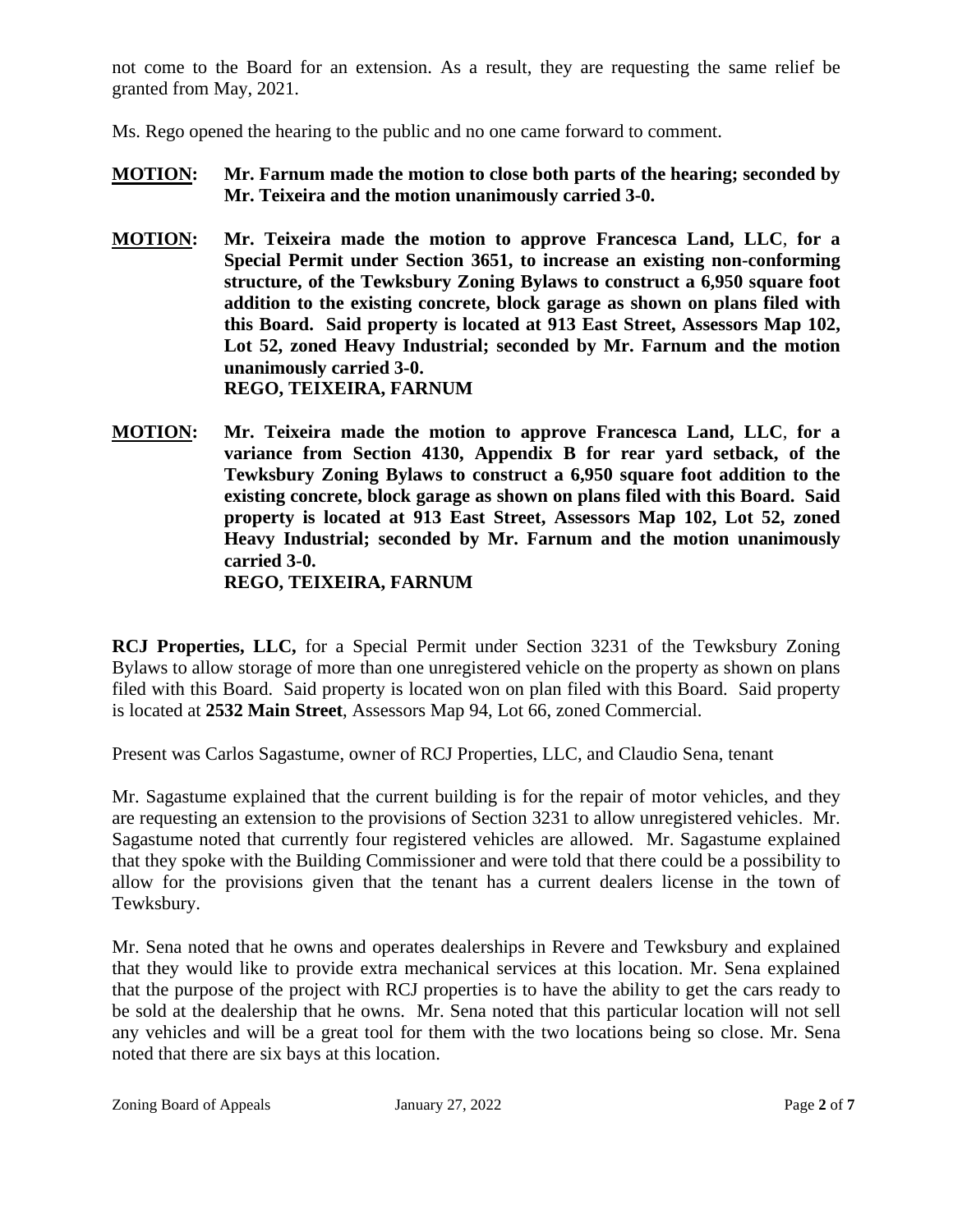not come to the Board for an extension. As a result, they are requesting the same relief be granted from May, 2021.

Ms. Rego opened the hearing to the public and no one came forward to comment.

**MOTION: Mr. Farnum made the motion to close both parts of the hearing; seconded by Mr. Teixeira and the motion unanimously carried 3-0.**

**MOTION: Mr. Teixeira made the motion to approve Francesca Land, LLC, for a Special Permit under Section 3651, to increase an existing non-conforming structure, of the Tewksbury Zoning Bylaws to construct a 6,950 square foot addition to the existing concrete, block garage as shown on plans filed with this Board. Said property is located at 913 East Street, Assessors Map 102, Lot 52, zoned Heavy Industrial; seconded by Mr. Farnum and the motion unanimously carried 3-0.**
**REGO, TEIXEIRA, FARNUM**

**MOTION: Mr. Teixeira made the motion to approve Francesca Land, LLC, for a variance from Section 4130, Appendix B for rear yard setback, of the Tewksbury Zoning Bylaws to construct a 6,950 square foot addition to the existing concrete, block garage as shown on plans filed with this Board. Said property is located at 913 East Street, Assessors Map 102, Lot 52, zoned Heavy Industrial; seconded by Mr. Farnum and the motion unanimously carried 3-0.**
**REGO, TEIXEIRA, FARNUM**

**RCJ Properties, LLC,** for a Special Permit under Section 3231 of the Tewksbury Zoning Bylaws to allow storage of more than one unregistered vehicle on the property as shown on plans filed with this Board. Said property is located won on plan filed with this Board. Said property is located at **2532 Main Street**, Assessors Map 94, Lot 66, zoned Commercial.

Present was Carlos Sagastume, owner of RCJ Properties, LLC, and Claudio Sena, tenant

Mr. Sagastume explained that the current building is for the repair of motor vehicles, and they are requesting an extension to the provisions of Section 3231 to allow unregistered vehicles. Mr. Sagastume noted that currently four registered vehicles are allowed. Mr. Sagastume explained that they spoke with the Building Commissioner and were told that there could be a possibility to allow for the provisions given that the tenant has a current dealers license in the town of Tewksbury.

Mr. Sena noted that he owns and operates dealerships in Revere and Tewksbury and explained that they would like to provide extra mechanical services at this location. Mr. Sena explained that the purpose of the project with RCJ properties is to have the ability to get the cars ready to be sold at the dealership that he owns. Mr. Sena noted that this particular location will not sell any vehicles and will be a great tool for them with the two locations being so close. Mr. Sena noted that there are six bays at this location.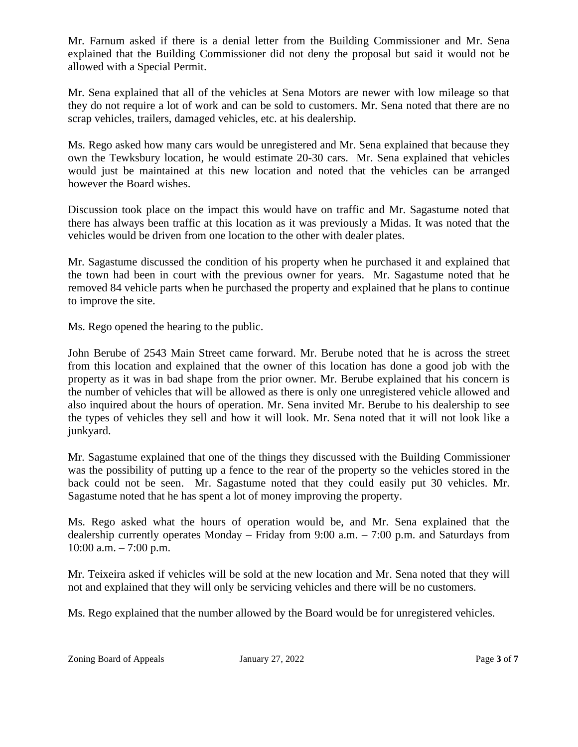Mr. Farnum asked if there is a denial letter from the Building Commissioner and Mr. Sena explained that the Building Commissioner did not deny the proposal but said it would not be allowed with a Special Permit.

Mr. Sena explained that all of the vehicles at Sena Motors are newer with low mileage so that they do not require a lot of work and can be sold to customers. Mr. Sena noted that there are no scrap vehicles, trailers, damaged vehicles, etc. at his dealership.

Ms. Rego asked how many cars would be unregistered and Mr. Sena explained that because they own the Tewksbury location, he would estimate 20-30 cars. Mr. Sena explained that vehicles would just be maintained at this new location and noted that the vehicles can be arranged however the Board wishes.

Discussion took place on the impact this would have on traffic and Mr. Sagastume noted that there has always been traffic at this location as it was previously a Midas. It was noted that the vehicles would be driven from one location to the other with dealer plates.

Mr. Sagastume discussed the condition of his property when he purchased it and explained that the town had been in court with the previous owner for years. Mr. Sagastume noted that he removed 84 vehicle parts when he purchased the property and explained that he plans to continue to improve the site.

Ms. Rego opened the hearing to the public.

John Berube of 2543 Main Street came forward. Mr. Berube noted that he is across the street from this location and explained that the owner of this location has done a good job with the property as it was in bad shape from the prior owner. Mr. Berube explained that his concern is the number of vehicles that will be allowed as there is only one unregistered vehicle allowed and also inquired about the hours of operation. Mr. Sena invited Mr. Berube to his dealership to see the types of vehicles they sell and how it will look. Mr. Sena noted that it will not look like a junkyard.

Mr. Sagastume explained that one of the things they discussed with the Building Commissioner was the possibility of putting up a fence to the rear of the property so the vehicles stored in the back could not be seen. Mr. Sagastume noted that they could easily put 30 vehicles. Mr. Sagastume noted that he has spent a lot of money improving the property.

Ms. Rego asked what the hours of operation would be, and Mr. Sena explained that the dealership currently operates Monday – Friday from 9:00 a.m. – 7:00 p.m. and Saturdays from 10:00 a.m. – 7:00 p.m.

Mr. Teixeira asked if vehicles will be sold at the new location and Mr. Sena noted that they will not and explained that they will only be servicing vehicles and there will be no customers.

Ms. Rego explained that the number allowed by the Board would be for unregistered vehicles.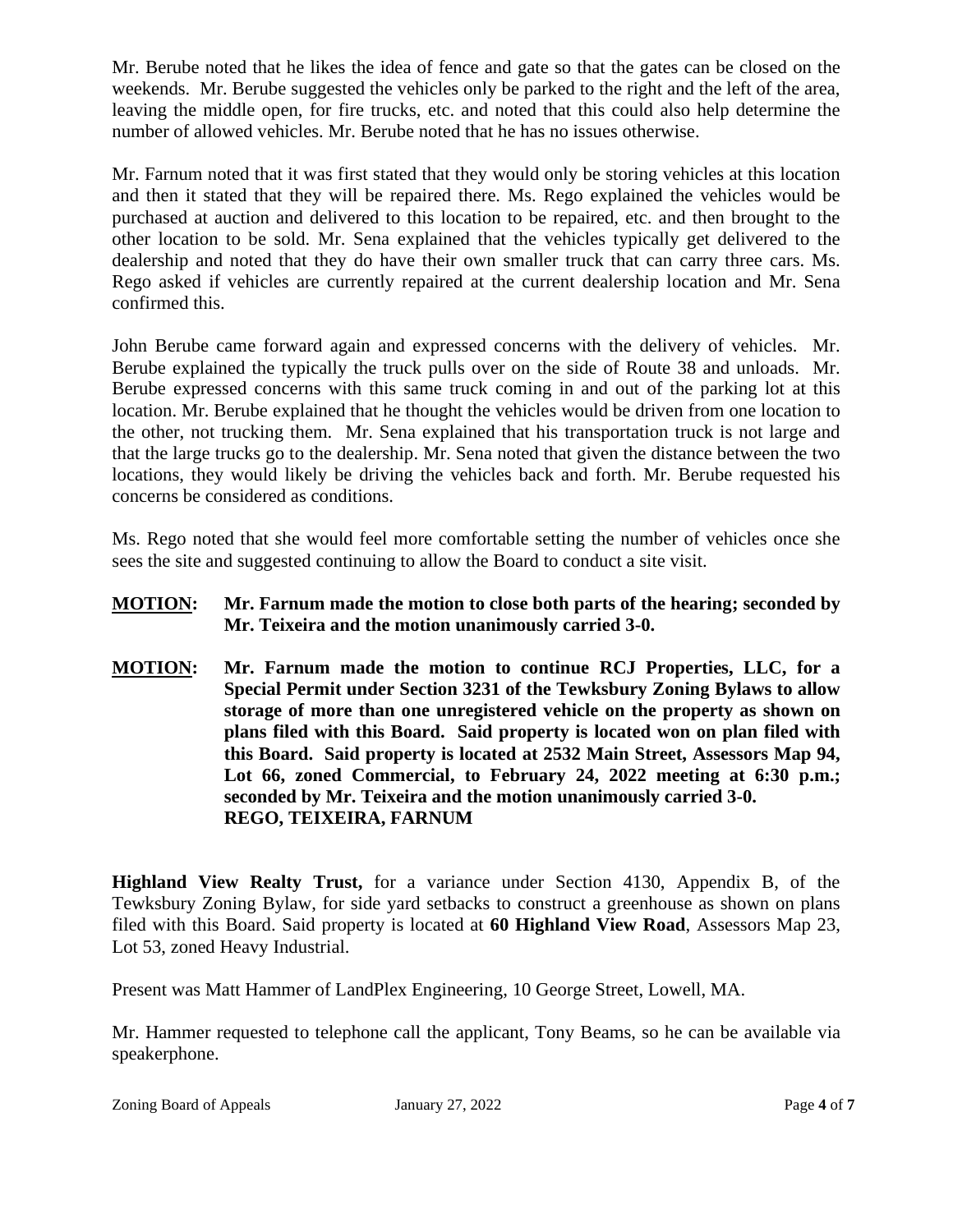Mr. Berube noted that he likes the idea of fence and gate so that the gates can be closed on the weekends. Mr. Berube suggested the vehicles only be parked to the right and the left of the area, leaving the middle open, for fire trucks, etc. and noted that this could also help determine the number of allowed vehicles. Mr. Berube noted that he has no issues otherwise.

Mr. Farnum noted that it was first stated that they would only be storing vehicles at this location and then it stated that they will be repaired there. Ms. Rego explained the vehicles would be purchased at auction and delivered to this location to be repaired, etc. and then brought to the other location to be sold. Mr. Sena explained that the vehicles typically get delivered to the dealership and noted that they do have their own smaller truck that can carry three cars. Ms. Rego asked if vehicles are currently repaired at the current dealership location and Mr. Sena confirmed this.

John Berube came forward again and expressed concerns with the delivery of vehicles. Mr. Berube explained the typically the truck pulls over on the side of Route 38 and unloads. Mr. Berube expressed concerns with this same truck coming in and out of the parking lot at this location. Mr. Berube explained that he thought the vehicles would be driven from one location to the other, not trucking them. Mr. Sena explained that his transportation truck is not large and that the large trucks go to the dealership. Mr. Sena noted that given the distance between the two locations, they would likely be driving the vehicles back and forth. Mr. Berube requested his concerns be considered as conditions.

Ms. Rego noted that she would feel more comfortable setting the number of vehicles once she sees the site and suggested continuing to allow the Board to conduct a site visit.

**MOTION: Mr. Farnum made the motion to close both parts of the hearing; seconded by Mr. Teixeira and the motion unanimously carried 3-0.**

**MOTION: Mr. Farnum made the motion to continue RCJ Properties, LLC, for a Special Permit under Section 3231 of the Tewksbury Zoning Bylaws to allow storage of more than one unregistered vehicle on the property as shown on plans filed with this Board. Said property is located won on plan filed with this Board. Said property is located at 2532 Main Street, Assessors Map 94, Lot 66, zoned Commercial, to February 24, 2022 meeting at 6:30 p.m.; seconded by Mr. Teixeira and the motion unanimously carried 3-0.**
**REGO, TEIXEIRA, FARNUM**

**Highland View Realty Trust,** for a variance under Section 4130, Appendix B, of the Tewksbury Zoning Bylaw, for side yard setbacks to construct a greenhouse as shown on plans filed with this Board. Said property is located at **60 Highland View Road**, Assessors Map 23, Lot 53, zoned Heavy Industrial.

Present was Matt Hammer of LandPlex Engineering, 10 George Street, Lowell, MA.

Mr. Hammer requested to telephone call the applicant, Tony Beams, so he can be available via speakerphone.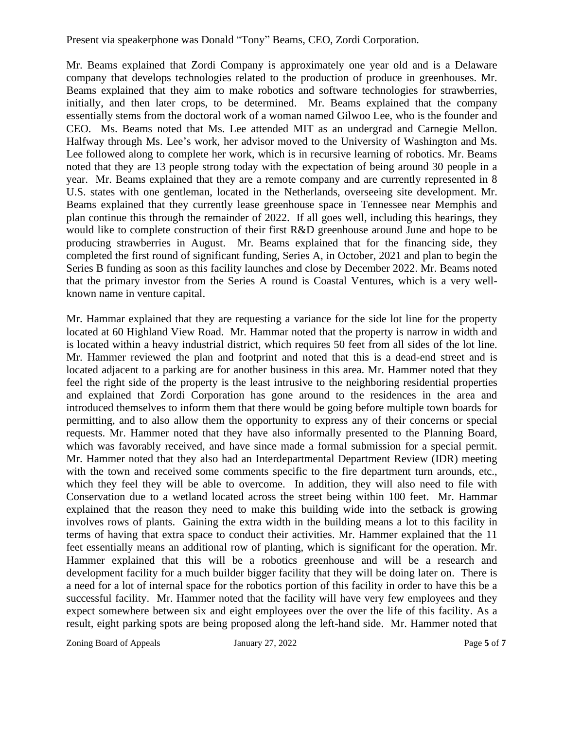Present via speakerphone was Donald "Tony" Beams, CEO, Zordi Corporation.

Mr. Beams explained that Zordi Company is approximately one year old and is a Delaware company that develops technologies related to the production of produce in greenhouses. Mr. Beams explained that they aim to make robotics and software technologies for strawberries, initially, and then later crops, to be determined. Mr. Beams explained that the company essentially stems from the doctoral work of a woman named Gilwoo Lee, who is the founder and CEO. Ms. Beams noted that Ms. Lee attended MIT as an undergrad and Carnegie Mellon. Halfway through Ms. Lee's work, her advisor moved to the University of Washington and Ms. Lee followed along to complete her work, which is in recursive learning of robotics. Mr. Beams noted that they are 13 people strong today with the expectation of being around 30 people in a year. Mr. Beams explained that they are a remote company and are currently represented in 8 U.S. states with one gentleman, located in the Netherlands, overseeing site development. Mr. Beams explained that they currently lease greenhouse space in Tennessee near Memphis and plan continue this through the remainder of 2022. If all goes well, including this hearings, they would like to complete construction of their first R&D greenhouse around June and hope to be producing strawberries in August. Mr. Beams explained that for the financing side, they completed the first round of significant funding, Series A, in October, 2021 and plan to begin the Series B funding as soon as this facility launches and close by December 2022. Mr. Beams noted that the primary investor from the Series A round is Coastal Ventures, which is a very well-known name in venture capital.

Mr. Hammar explained that they are requesting a variance for the side lot line for the property located at 60 Highland View Road. Mr. Hammar noted that the property is narrow in width and is located within a heavy industrial district, which requires 50 feet from all sides of the lot line. Mr. Hammer reviewed the plan and footprint and noted that this is a dead-end street and is located adjacent to a parking are for another business in this area. Mr. Hammer noted that they feel the right side of the property is the least intrusive to the neighboring residential properties and explained that Zordi Corporation has gone around to the residences in the area and introduced themselves to inform them that there would be going before multiple town boards for permitting, and to also allow them the opportunity to express any of their concerns or special requests. Mr. Hammer noted that they have also informally presented to the Planning Board, which was favorably received, and have since made a formal submission for a special permit. Mr. Hammer noted that they also had an Interdepartmental Department Review (IDR) meeting with the town and received some comments specific to the fire department turn arounds, etc., which they feel they will be able to overcome. In addition, they will also need to file with Conservation due to a wetland located across the street being within 100 feet. Mr. Hammar explained that the reason they need to make this building wide into the setback is growing involves rows of plants. Gaining the extra width in the building means a lot to this facility in terms of having that extra space to conduct their activities. Mr. Hammer explained that the 11 feet essentially means an additional row of planting, which is significant for the operation. Mr. Hammer explained that this will be a robotics greenhouse and will be a research and development facility for a much builder bigger facility that they will be doing later on. There is a need for a lot of internal space for the robotics portion of this facility in order to have this be a successful facility. Mr. Hammer noted that the facility will have very few employees and they expect somewhere between six and eight employees over the over the life of this facility. As a result, eight parking spots are being proposed along the left-hand side. Mr. Hammer noted that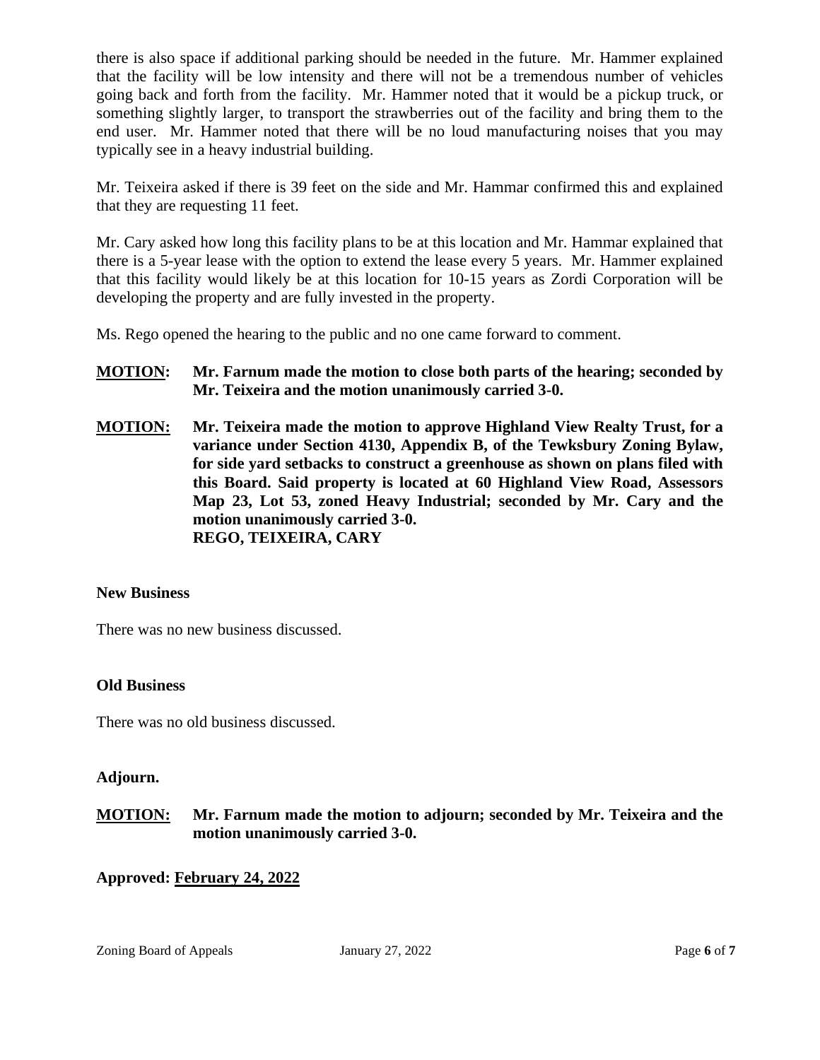there is also space if additional parking should be needed in the future. Mr. Hammer explained that the facility will be low intensity and there will not be a tremendous number of vehicles going back and forth from the facility. Mr. Hammer noted that it would be a pickup truck, or something slightly larger, to transport the strawberries out of the facility and bring them to the end user. Mr. Hammer noted that there will be no loud manufacturing noises that you may typically see in a heavy industrial building.

Mr. Teixeira asked if there is 39 feet on the side and Mr. Hammar confirmed this and explained that they are requesting 11 feet.

Mr. Cary asked how long this facility plans to be at this location and Mr. Hammar explained that there is a 5-year lease with the option to extend the lease every 5 years. Mr. Hammer explained that this facility would likely be at this location for 10-15 years as Zordi Corporation will be developing the property and are fully invested in the property.

Ms. Rego opened the hearing to the public and no one came forward to comment.

**MOTION: Mr. Farnum made the motion to close both parts of the hearing; seconded by Mr. Teixeira and the motion unanimously carried 3-0.**

**MOTION: Mr. Teixeira made the motion to approve Highland View Realty Trust, for a variance under Section 4130, Appendix B, of the Tewksbury Zoning Bylaw, for side yard setbacks to construct a greenhouse as shown on plans filed with this Board. Said property is located at 60 Highland View Road, Assessors Map 23, Lot 53, zoned Heavy Industrial; seconded by Mr. Cary and the motion unanimously carried 3-0.**
**REGO, TEIXEIRA, CARY**

### New Business

There was no new business discussed.

### Old Business

There was no old business discussed.

### Adjourn.

**MOTION: Mr. Farnum made the motion to adjourn; seconded by Mr. Teixeira and the motion unanimously carried 3-0.**

**Approved: February 24, 2022**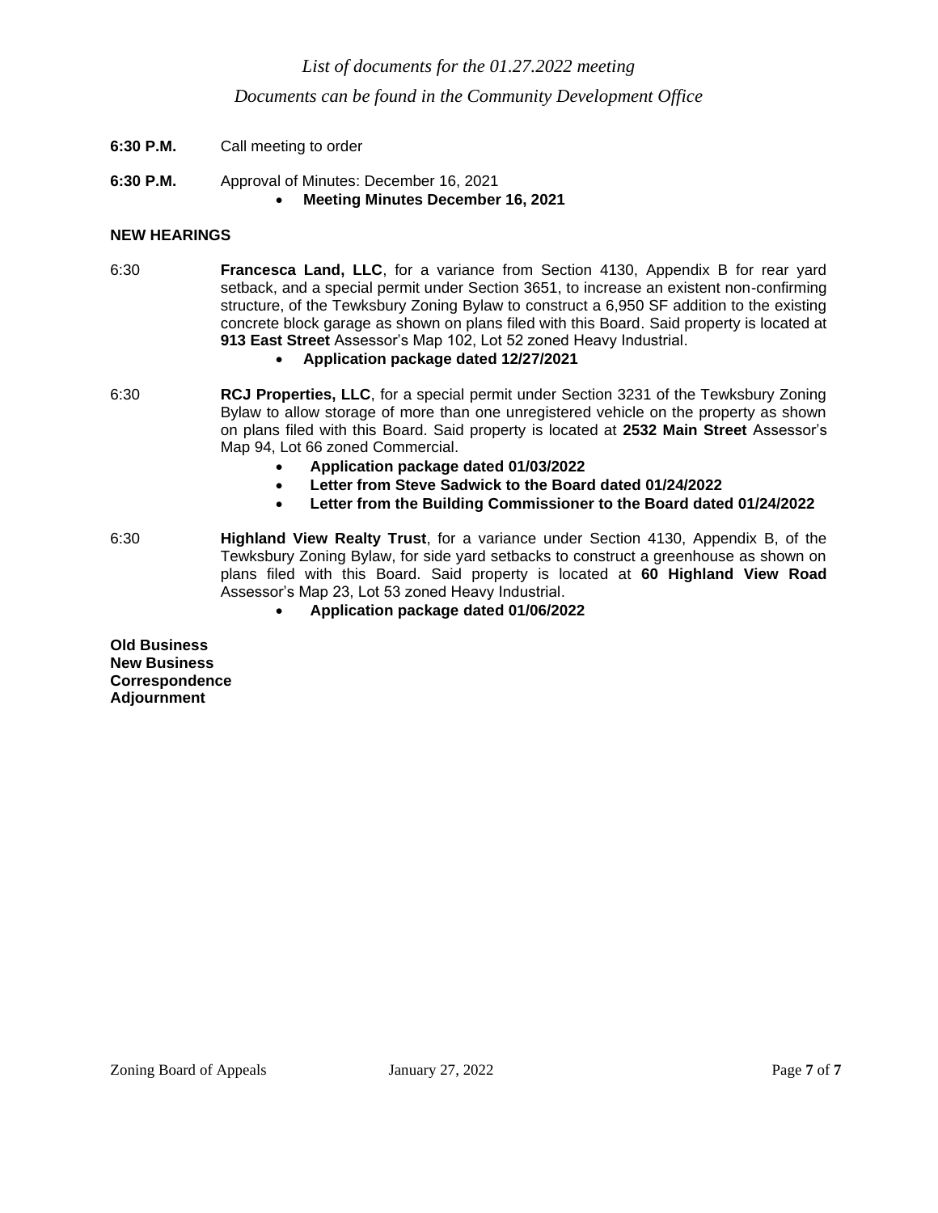*List of documents for the 01.27.2022 meeting*

*Documents can be found in the Community Development Office*

**6:30 P.M.** Call meeting to order

**6:30 P.M.** Approval of Minutes: December 16, 2021

- **Meeting Minutes December 16, 2021**

**NEW HEARINGS**

6:30 **Francesca Land, LLC**, for a variance from Section 4130, Appendix B for rear yard setback, and a special permit under Section 3651, to increase an existent non-confirming structure, of the Tewksbury Zoning Bylaw to construct a 6,950 SF addition to the existing concrete block garage as shown on plans filed with this Board. Said property is located at **913 East Street** Assessor's Map 102, Lot 52 zoned Heavy Industrial.

- **Application package dated 12/27/2021**

6:30 **RCJ Properties, LLC**, for a special permit under Section 3231 of the Tewksbury Zoning Bylaw to allow storage of more than one unregistered vehicle on the property as shown on plans filed with this Board. Said property is located at **2532 Main Street** Assessor's Map 94, Lot 66 zoned Commercial.

- **Application package dated 01/03/2022**
- **Letter from Steve Sadwick to the Board dated 01/24/2022**
- **Letter from the Building Commissioner to the Board dated 01/24/2022**

6:30 **Highland View Realty Trust**, for a variance under Section 4130, Appendix B, of the Tewksbury Zoning Bylaw, for side yard setbacks to construct a greenhouse as shown on plans filed with this Board. Said property is located at **60 Highland View Road** Assessor's Map 23, Lot 53 zoned Heavy Industrial.

- **Application package dated 01/06/2022**

**Old Business**
**New Business**
**Correspondence**
**Adjournment**